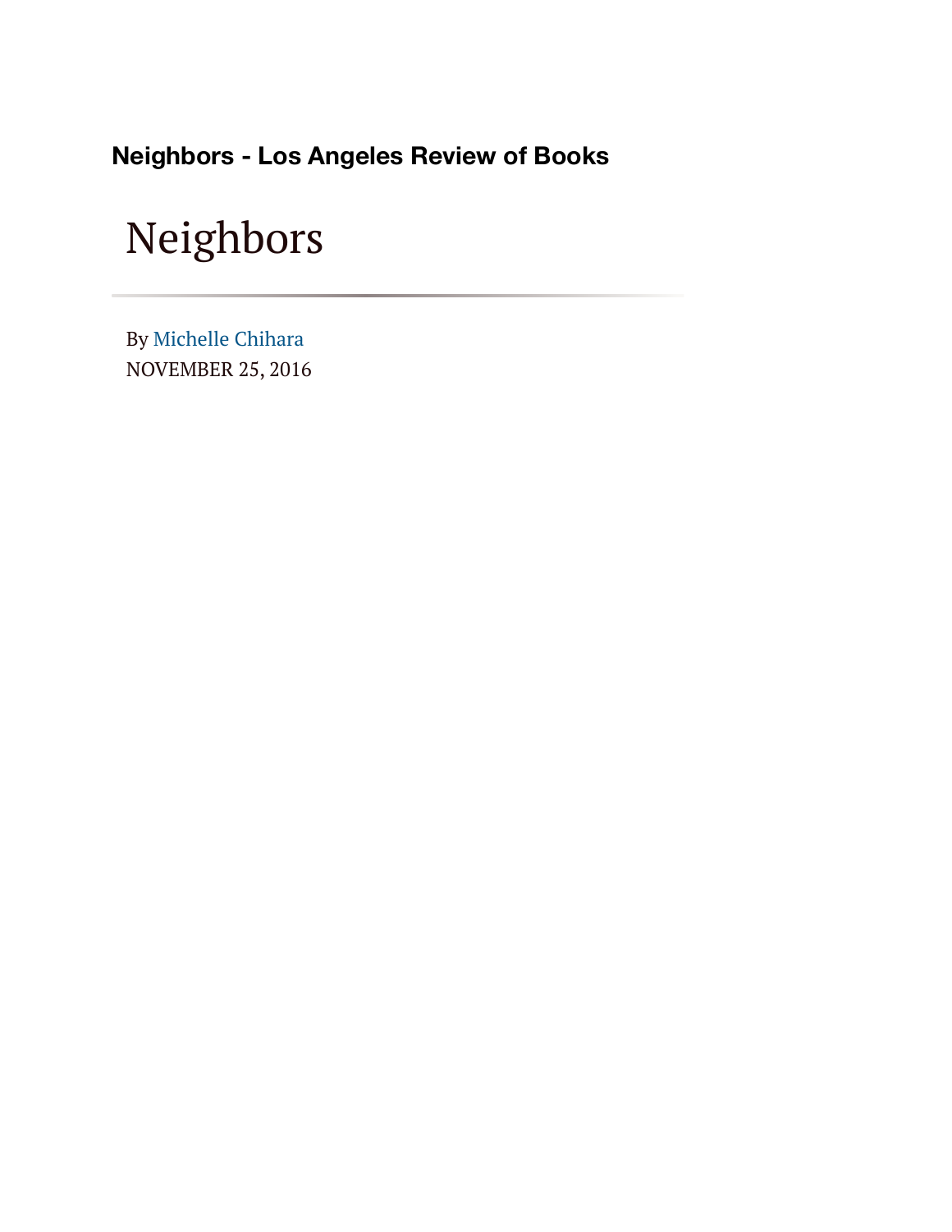**Neighbors - Los Angeles Review of Books**

# Neighbors

By Michelle Chihara
NOVEMBER 25, 2016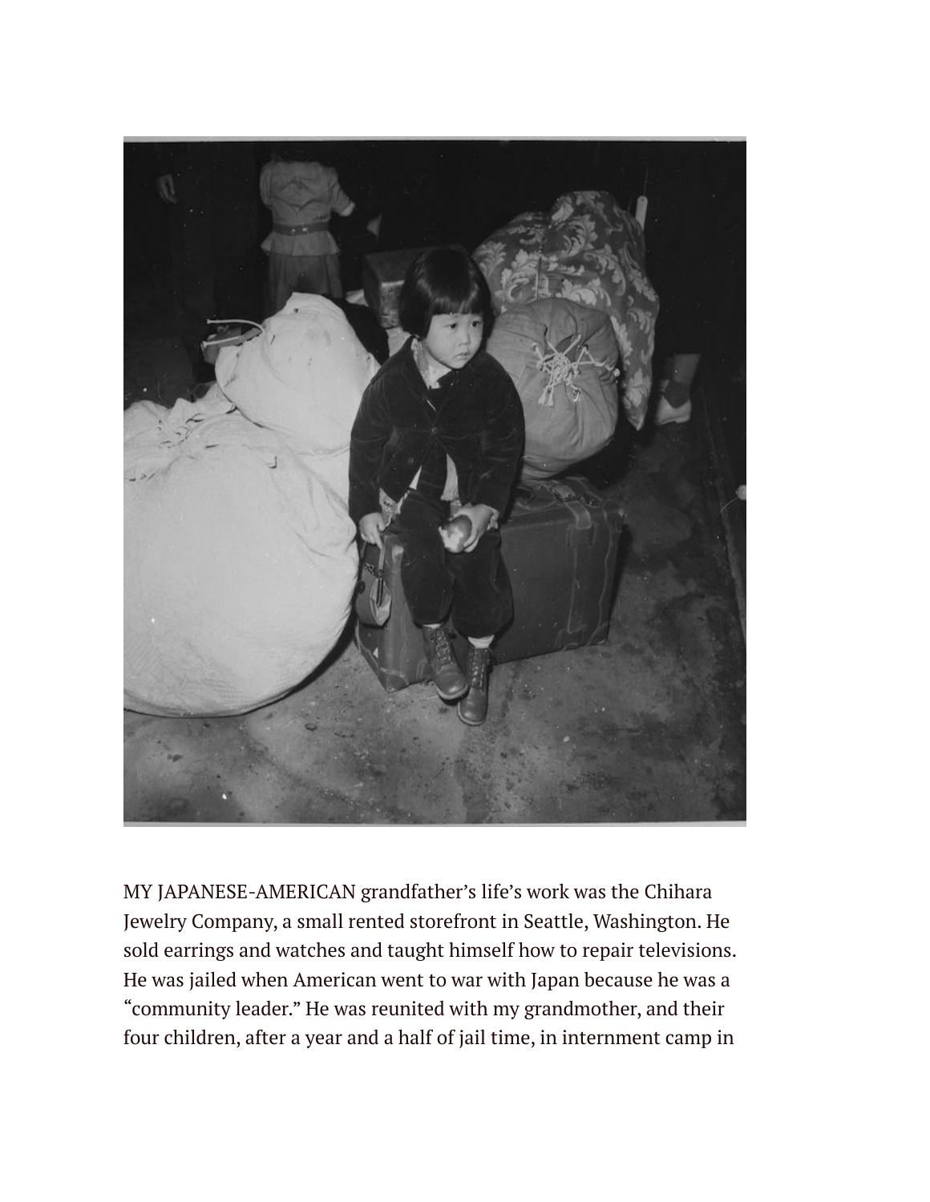MY JAPANESE-AMERICAN grandfather's life's work was the Chihara Jewelry Company, a small rented storefront in Seattle, Washington. He sold earrings and watches and taught himself how to repair televisions. He was jailed when American went to war with Japan because he was a "community leader." He was reunited with my grandmother, and their four children, after a year and a half of jail time, in internment camp in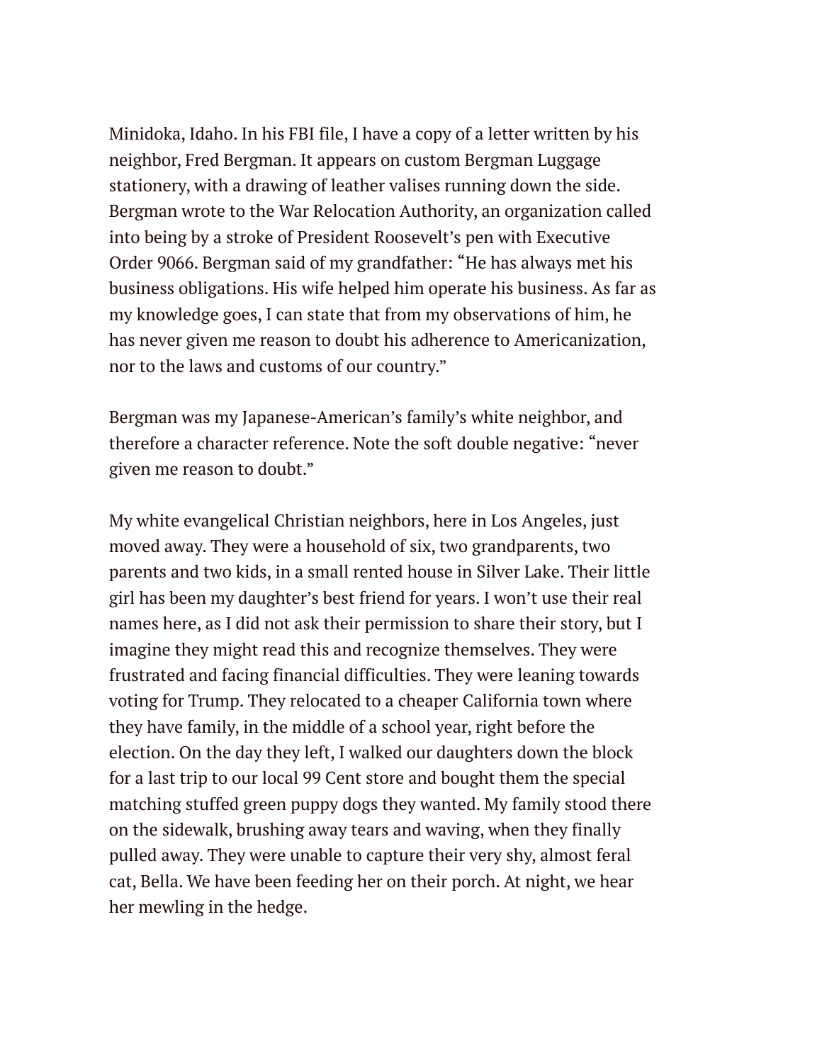Minidoka, Idaho. In his FBI file, I have a copy of a letter written by his neighbor, Fred Bergman. It appears on custom Bergman Luggage stationery, with a drawing of leather valises running down the side. Bergman wrote to the War Relocation Authority, an organization called into being by a stroke of President Roosevelt's pen with Executive Order 9066. Bergman said of my grandfather: "He has always met his business obligations. His wife helped him operate his business. As far as my knowledge goes, I can state that from my observations of him, he has never given me reason to doubt his adherence to Americanization, nor to the laws and customs of our country."

Bergman was my Japanese-American's family's white neighbor, and therefore a character reference. Note the soft double negative: "never given me reason to doubt."

My white evangelical Christian neighbors, here in Los Angeles, just moved away. They were a household of six, two grandparents, two parents and two kids, in a small rented house in Silver Lake. Their little girl has been my daughter's best friend for years. I won't use their real names here, as I did not ask their permission to share their story, but I imagine they might read this and recognize themselves. They were frustrated and facing financial difficulties. They were leaning towards voting for Trump. They relocated to a cheaper California town where they have family, in the middle of a school year, right before the election. On the day they left, I walked our daughters down the block for a last trip to our local 99 Cent store and bought them the special matching stuffed green puppy dogs they wanted. My family stood there on the sidewalk, brushing away tears and waving, when they finally pulled away. They were unable to capture their very shy, almost feral cat, Bella. We have been feeding her on their porch. At night, we hear her mewling in the hedge.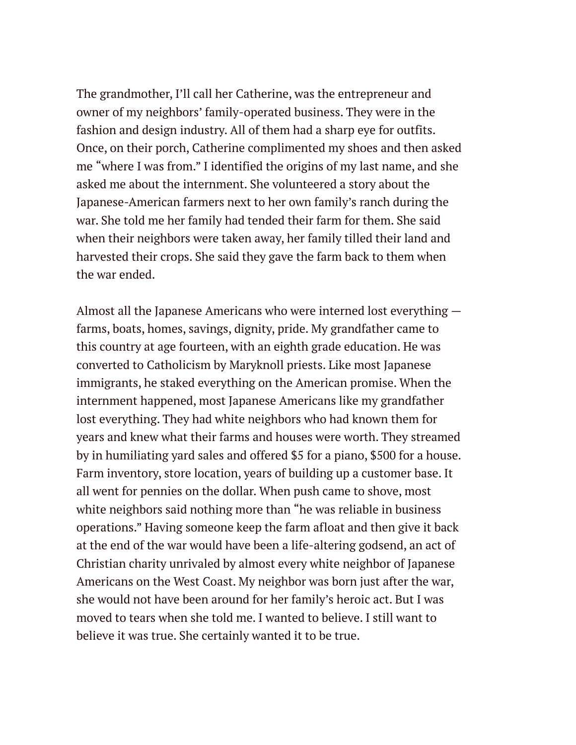The grandmother, I'll call her Catherine, was the entrepreneur and owner of my neighbors' family-operated business. They were in the fashion and design industry. All of them had a sharp eye for outfits. Once, on their porch, Catherine complimented my shoes and then asked me "where I was from." I identified the origins of my last name, and she asked me about the internment. She volunteered a story about the Japanese-American farmers next to her own family's ranch during the war. She told me her family had tended their farm for them. She said when their neighbors were taken away, her family tilled their land and harvested their crops. She said they gave the farm back to them when the war ended.

Almost all the Japanese Americans who were interned lost everything — farms, boats, homes, savings, dignity, pride. My grandfather came to this country at age fourteen, with an eighth grade education. He was converted to Catholicism by Maryknoll priests. Like most Japanese immigrants, he staked everything on the American promise. When the internment happened, most Japanese Americans like my grandfather lost everything. They had white neighbors who had known them for years and knew what their farms and houses were worth. They streamed by in humiliating yard sales and offered $5 for a piano, $500 for a house. Farm inventory, store location, years of building up a customer base. It all went for pennies on the dollar. When push came to shove, most white neighbors said nothing more than "he was reliable in business operations." Having someone keep the farm afloat and then give it back at the end of the war would have been a life-altering godsend, an act of Christian charity unrivaled by almost every white neighbor of Japanese Americans on the West Coast. My neighbor was born just after the war, she would not have been around for her family's heroic act. But I was moved to tears when she told me. I wanted to believe. I still want to believe it was true. She certainly wanted it to be true.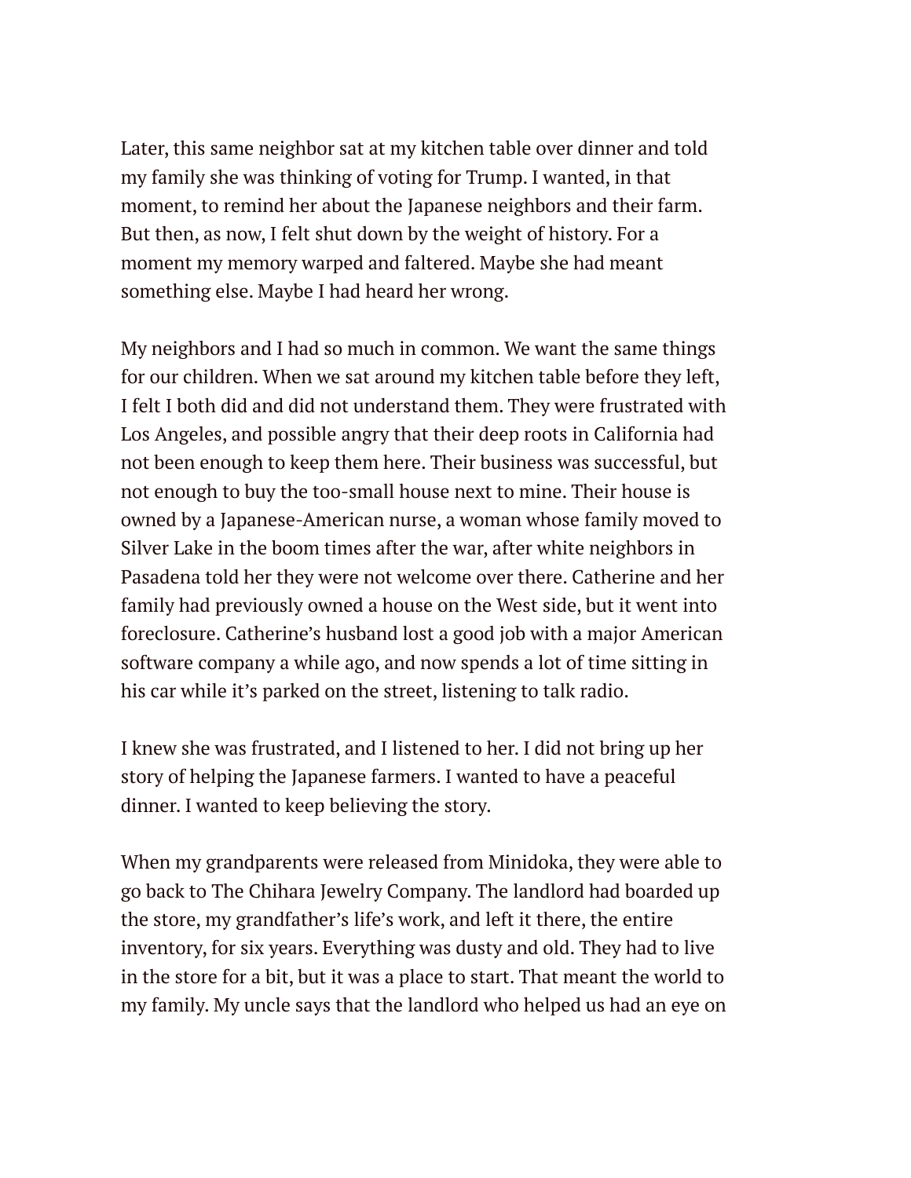Later, this same neighbor sat at my kitchen table over dinner and told my family she was thinking of voting for Trump. I wanted, in that moment, to remind her about the Japanese neighbors and their farm. But then, as now, I felt shut down by the weight of history. For a moment my memory warped and faltered. Maybe she had meant something else. Maybe I had heard her wrong.

My neighbors and I had so much in common. We want the same things for our children. When we sat around my kitchen table before they left, I felt I both did and did not understand them. They were frustrated with Los Angeles, and possible angry that their deep roots in California had not been enough to keep them here. Their business was successful, but not enough to buy the too-small house next to mine. Their house is owned by a Japanese-American nurse, a woman whose family moved to Silver Lake in the boom times after the war, after white neighbors in Pasadena told her they were not welcome over there. Catherine and her family had previously owned a house on the West side, but it went into foreclosure. Catherine's husband lost a good job with a major American software company a while ago, and now spends a lot of time sitting in his car while it's parked on the street, listening to talk radio.

I knew she was frustrated, and I listened to her. I did not bring up her story of helping the Japanese farmers. I wanted to have a peaceful dinner. I wanted to keep believing the story.

When my grandparents were released from Minidoka, they were able to go back to The Chihara Jewelry Company. The landlord had boarded up the store, my grandfather's life's work, and left it there, the entire inventory, for six years. Everything was dusty and old. They had to live in the store for a bit, but it was a place to start. That meant the world to my family. My uncle says that the landlord who helped us had an eye on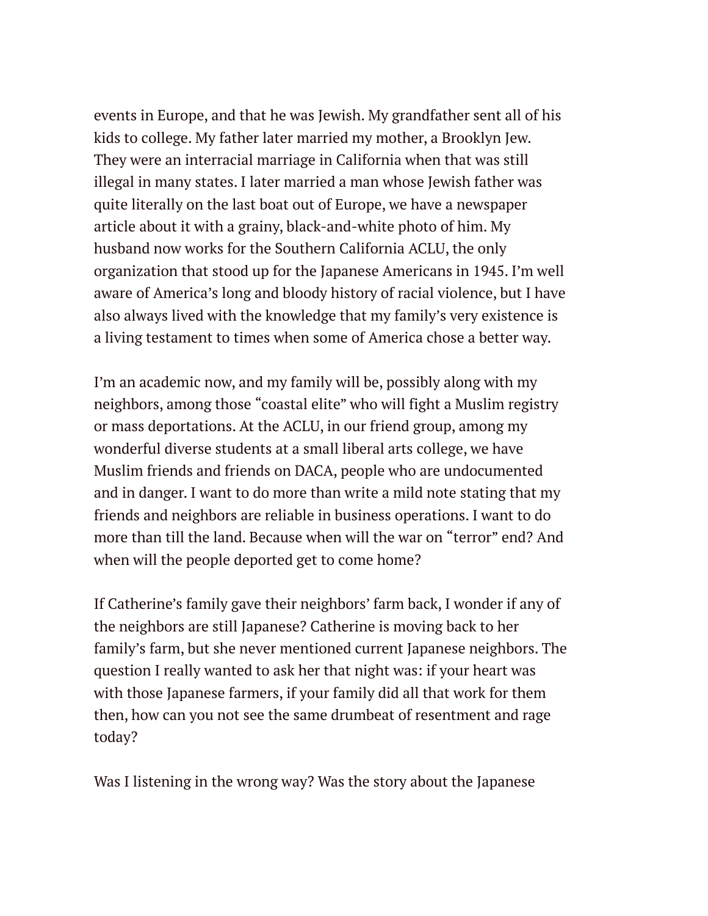events in Europe, and that he was Jewish. My grandfather sent all of his kids to college. My father later married my mother, a Brooklyn Jew. They were an interracial marriage in California when that was still illegal in many states. I later married a man whose Jewish father was quite literally on the last boat out of Europe, we have a newspaper article about it with a grainy, black-and-white photo of him. My husband now works for the Southern California ACLU, the only organization that stood up for the Japanese Americans in 1945. I'm well aware of America's long and bloody history of racial violence, but I have also always lived with the knowledge that my family's very existence is a living testament to times when some of America chose a better way.

I'm an academic now, and my family will be, possibly along with my neighbors, among those "coastal elite" who will fight a Muslim registry or mass deportations. At the ACLU, in our friend group, among my wonderful diverse students at a small liberal arts college, we have Muslim friends and friends on DACA, people who are undocumented and in danger. I want to do more than write a mild note stating that my friends and neighbors are reliable in business operations. I want to do more than till the land. Because when will the war on "terror" end? And when will the people deported get to come home?

If Catherine's family gave their neighbors' farm back, I wonder if any of the neighbors are still Japanese? Catherine is moving back to her family's farm, but she never mentioned current Japanese neighbors. The question I really wanted to ask her that night was: if your heart was with those Japanese farmers, if your family did all that work for them then, how can you not see the same drumbeat of resentment and rage today?

Was I listening in the wrong way? Was the story about the Japanese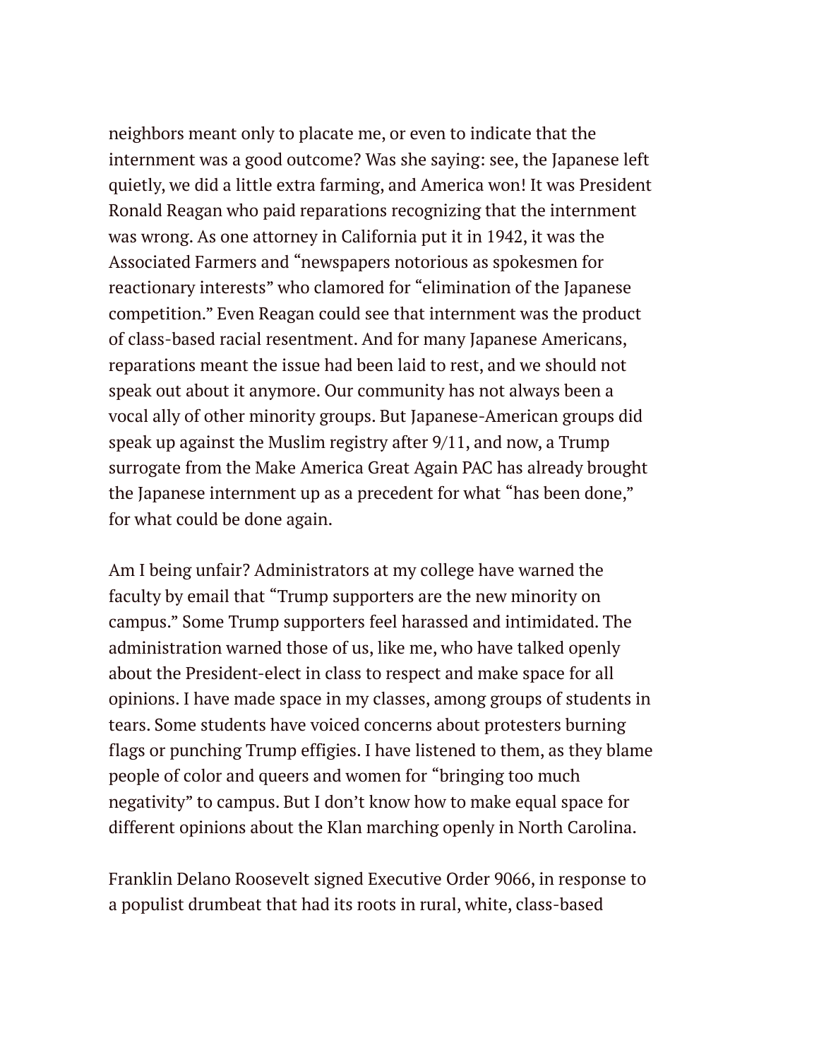neighbors meant only to placate me, or even to indicate that the internment was a good outcome? Was she saying: see, the Japanese left quietly, we did a little extra farming, and America won! It was President Ronald Reagan who paid reparations recognizing that the internment was wrong. As one attorney in California put it in 1942, it was the Associated Farmers and "newspapers notorious as spokesmen for reactionary interests" who clamored for "elimination of the Japanese competition." Even Reagan could see that internment was the product of class-based racial resentment. And for many Japanese Americans, reparations meant the issue had been laid to rest, and we should not speak out about it anymore. Our community has not always been a vocal ally of other minority groups. But Japanese-American groups did speak up against the Muslim registry after 9/11, and now, a Trump surrogate from the Make America Great Again PAC has already brought the Japanese internment up as a precedent for what "has been done," for what could be done again.

Am I being unfair? Administrators at my college have warned the faculty by email that "Trump supporters are the new minority on campus." Some Trump supporters feel harassed and intimidated. The administration warned those of us, like me, who have talked openly about the President-elect in class to respect and make space for all opinions. I have made space in my classes, among groups of students in tears. Some students have voiced concerns about protesters burning flags or punching Trump effigies. I have listened to them, as they blame people of color and queers and women for "bringing too much negativity" to campus. But I don't know how to make equal space for different opinions about the Klan marching openly in North Carolina.

Franklin Delano Roosevelt signed Executive Order 9066, in response to a populist drumbeat that had its roots in rural, white, class-based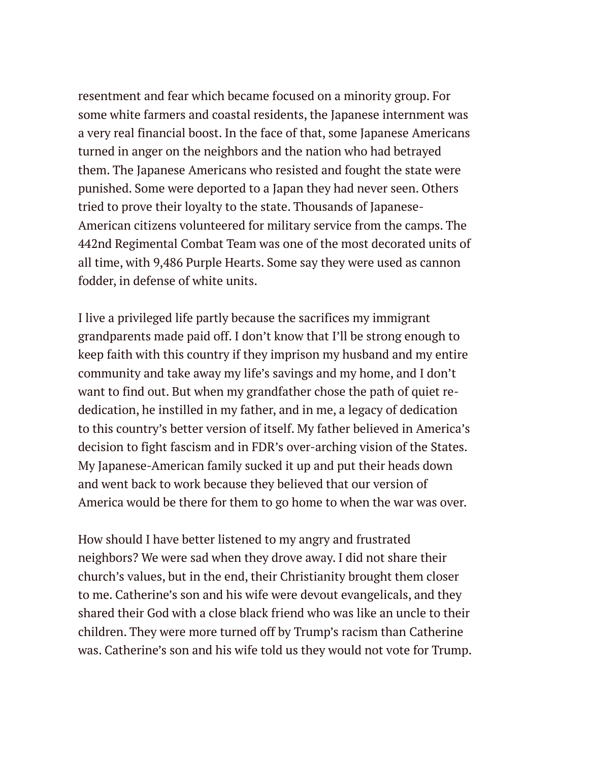resentment and fear which became focused on a minority group. For some white farmers and coastal residents, the Japanese internment was a very real financial boost. In the face of that, some Japanese Americans turned in anger on the neighbors and the nation who had betrayed them. The Japanese Americans who resisted and fought the state were punished. Some were deported to a Japan they had never seen. Others tried to prove their loyalty to the state. Thousands of Japanese-American citizens volunteered for military service from the camps. The 442nd Regimental Combat Team was one of the most decorated units of all time, with 9,486 Purple Hearts. Some say they were used as cannon fodder, in defense of white units.

I live a privileged life partly because the sacrifices my immigrant grandparents made paid off. I don't know that I'll be strong enough to keep faith with this country if they imprison my husband and my entire community and take away my life's savings and my home, and I don't want to find out. But when my grandfather chose the path of quiet re-dedication, he instilled in my father, and in me, a legacy of dedication to this country's better version of itself. My father believed in America's decision to fight fascism and in FDR's over-arching vision of the States. My Japanese-American family sucked it up and put their heads down and went back to work because they believed that our version of America would be there for them to go home to when the war was over.

How should I have better listened to my angry and frustrated neighbors? We were sad when they drove away. I did not share their church's values, but in the end, their Christianity brought them closer to me. Catherine's son and his wife were devout evangelicals, and they shared their God with a close black friend who was like an uncle to their children. They were more turned off by Trump's racism than Catherine was. Catherine's son and his wife told us they would not vote for Trump.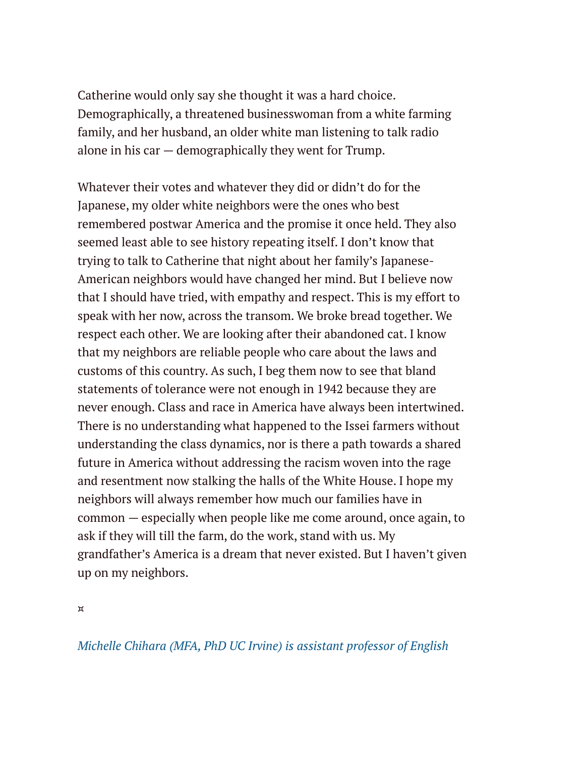Catherine would only say she thought it was a hard choice. Demographically, a threatened businesswoman from a white farming family, and her husband, an older white man listening to talk radio alone in his car — demographically they went for Trump.

Whatever their votes and whatever they did or didn't do for the Japanese, my older white neighbors were the ones who best remembered postwar America and the promise it once held. They also seemed least able to see history repeating itself. I don't know that trying to talk to Catherine that night about her family's Japanese-American neighbors would have changed her mind. But I believe now that I should have tried, with empathy and respect. This is my effort to speak with her now, across the transom. We broke bread together. We respect each other. We are looking after their abandoned cat. I know that my neighbors are reliable people who care about the laws and customs of this country. As such, I beg them now to see that bland statements of tolerance were not enough in 1942 because they are never enough. Class and race in America have always been intertwined. There is no understanding what happened to the Issei farmers without understanding the class dynamics, nor is there a path towards a shared future in America without addressing the racism woven into the rage and resentment now stalking the halls of the White House. I hope my neighbors will always remember how much our families have in common — especially when people like me come around, once again, to ask if they will till the farm, do the work, stand with us. My grandfather's America is a dream that never existed. But I haven't given up on my neighbors.

¤

*Michelle Chihara (MFA, PhD UC Irvine) is assistant professor of English*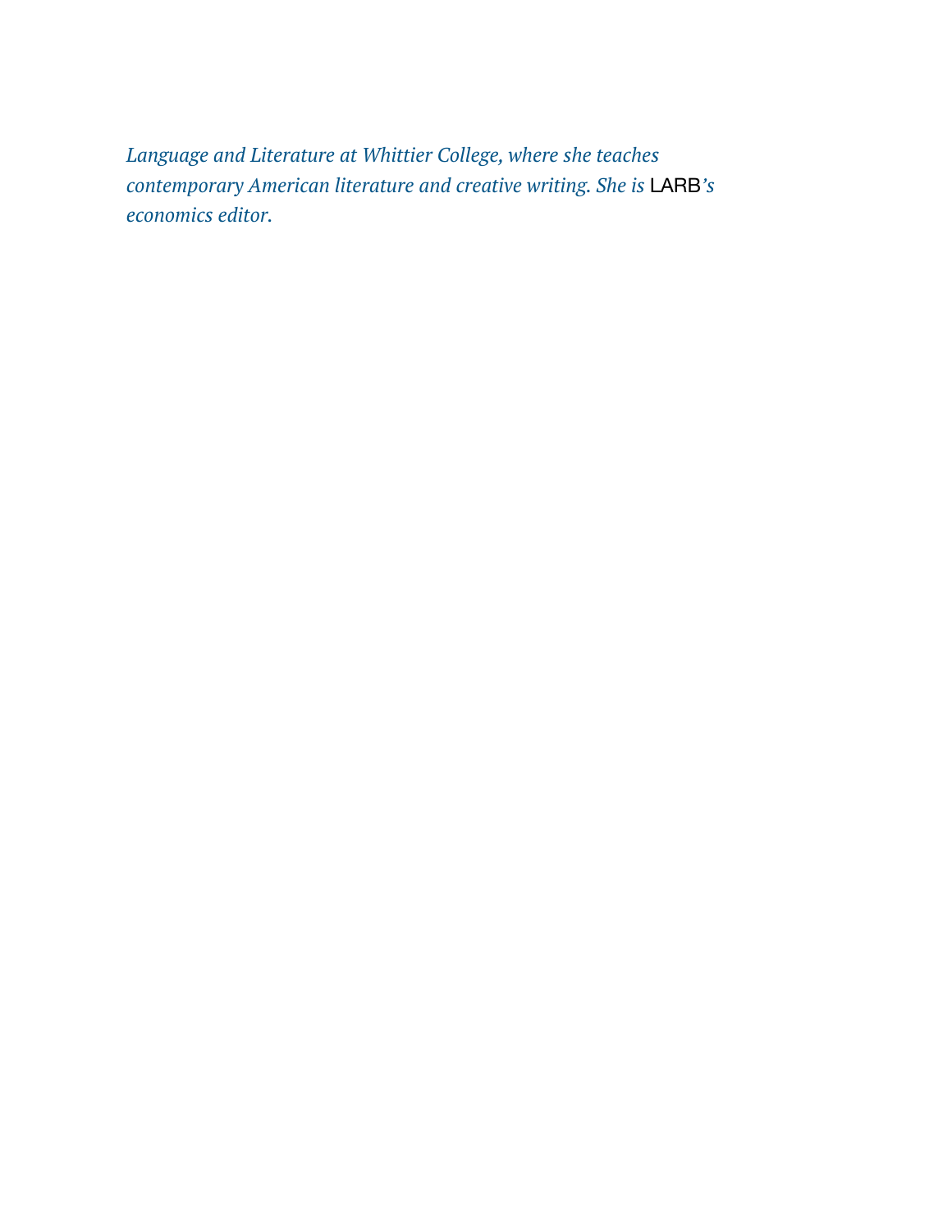*Language and Literature at Whittier College, where she teaches contemporary American literature and creative writing. She is* LARB*'s economics editor.*